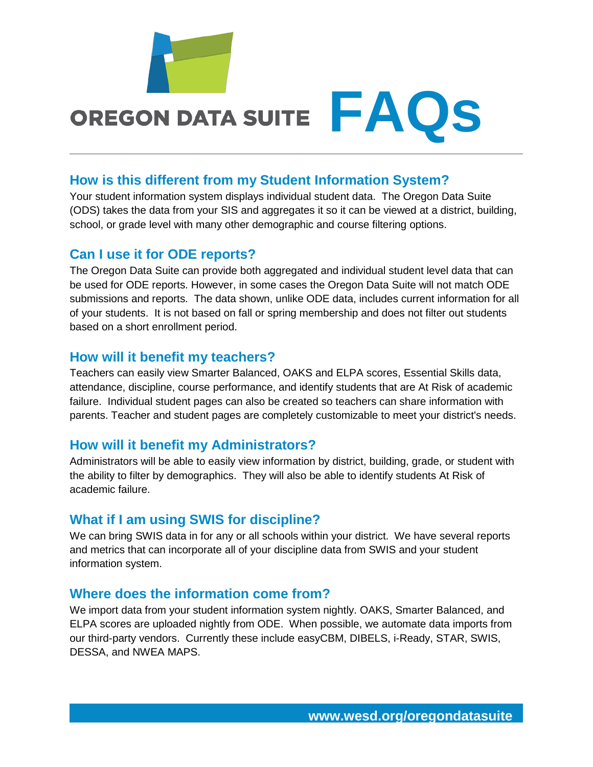# OREGON DATA SUITE FAQs

## How is this different from my Student Information System?

Your student information system displays individual student data. The Oregon Data Suite (ODS) takes the data from your SIS and aggregates it so it can be viewed at a district, building, school, or grade level with many other demographic and course filtering options.

## Can I use it for ODE reports?

The Oregon Data Suite can provide both aggregated and individual student level data that can be used for ODE reports. However, in some cases the Oregon Data Suite will not match ODE submissions and reports. The data shown, unlike ODE data, includes current information for all of your students. It is not based on fall or spring membership and does not filter out students based on a short enrollment period.

## How will it benefit my teachers?

Teachers can easily view Smarter Balanced, OAKS and ELPA scores, Essential Skills data, attendance, discipline, course performance, and identify students that are At Risk of academic failure. Individual student pages can also be created so teachers can share information with parents. Teacher and student pages are completely customizable to meet your district's needs.

## How will it benefit my Administrators?

Administrators will be able to easily view information by district, building, grade, or student with the ability to filter by demographics. They will also be able to identify students At Risk of academic failure.

## What if I am using SWIS for discipline?

We can bring SWIS data in for any or all schools within your district. We have several reports and metrics that can incorporate all of your discipline data from SWIS and your student information system.

## Where does the information come from?

We import data from your student information system nightly. OAKS, Smarter Balanced, and ELPA scores are uploaded nightly from ODE. When possible, we automate data imports from our third-party vendors. Currently these include easyCBM, DIBELS, i-Ready, STAR, SWIS, DESSA, and NWEA MAPS.

**www.wesd.org/oregondatasuite**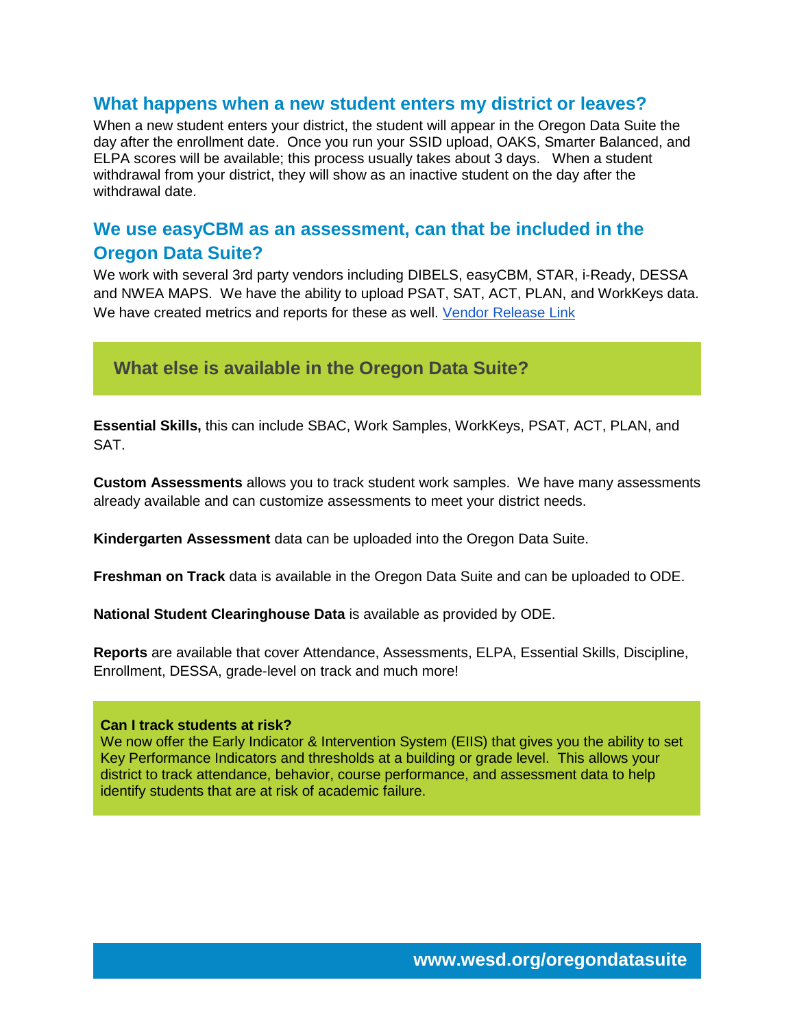## What happens when a new student enters my district or leaves?

When a new student enters your district, the student will appear in the Oregon Data Suite the day after the enrollment date. Once you run your SSID upload, OAKS, Smarter Balanced, and ELPA scores will be available; this process usually takes about 3 days. When a student withdrawal from your district, they will show as an inactive student on the day after the withdrawal date.

## We use easyCBM as an assessment, can that be included in the Oregon Data Suite?

We work with several 3rd party vendors including DIBELS, easyCBM, STAR, i-Ready, DESSA and NWEA MAPS. We have the ability to upload PSAT, SAT, ACT, PLAN, and WorkKeys data. We have created metrics and reports for these as well. Vendor Release Link

## What else is available in the Oregon Data Suite?

**Essential Skills,** this can include SBAC, Work Samples, WorkKeys, PSAT, ACT, PLAN, and SAT.

**Custom Assessments** allows you to track student work samples. We have many assessments already available and can customize assessments to meet your district needs.

**Kindergarten Assessment** data can be uploaded into the Oregon Data Suite.

**Freshman on Track** data is available in the Oregon Data Suite and can be uploaded to ODE.

**National Student Clearinghouse Data** is available as provided by ODE.

**Reports** are available that cover Attendance, Assessments, ELPA, Essential Skills, Discipline, Enrollment, DESSA, grade-level on track and much more!

**Can I track students at risk?**
We now offer the Early Indicator & Intervention System (EIIS) that gives you the ability to set Key Performance Indicators and thresholds at a building or grade level. This allows your district to track attendance, behavior, course performance, and assessment data to help identify students that are at risk of academic failure.

**www.wesd.org/oregondatasuite**